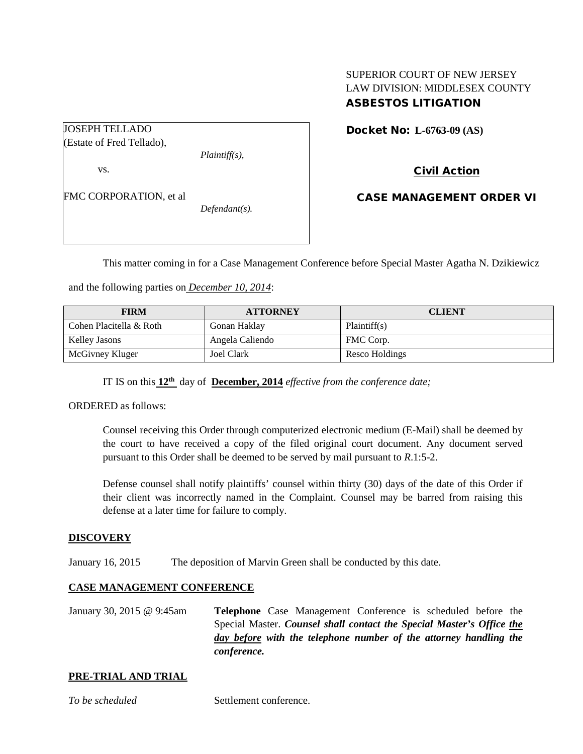SUPERIOR COURT OF NEW JERSEY
LAW DIVISION: MIDDLESEX COUNTY
**ASBESTOS LITIGATION**

JOSEPH TELLADO
(Estate of Fred Tellado),
*Plaintiff(s),*

vs.

FMC CORPORATION, et al
*Defendant(s).*

**Docket No: L-6763-09 (AS)**

**Civil Action**

**CASE MANAGEMENT ORDER VI**

This matter coming in for a Case Management Conference before Special Master Agatha N. Dzikiewicz and the following parties on *December 10, 2014*:

| FIRM | ATTORNEY | CLIENT |
| --- | --- | --- |
| Cohen Placitella & Roth | Gonan Haklay | Plaintiff(s) |
| Kelley Jasons | Angela Caliendo | FMC Corp. |
| McGivney Kluger | Joel Clark | Resco Holdings |

IT IS on this **12th** day of **December, 2014** *effective from the conference date;*

ORDERED as follows:

Counsel receiving this Order through computerized electronic medium (E-Mail) shall be deemed by the court to have received a copy of the filed original court document. Any document served pursuant to this Order shall be deemed to be served by mail pursuant to *R*.1:5-2.

Defense counsel shall notify plaintiffs' counsel within thirty (30) days of the date of this Order if their client was incorrectly named in the Complaint. Counsel may be barred from raising this defense at a later time for failure to comply.

**DISCOVERY**

January 16, 2015 — The deposition of Marvin Green shall be conducted by this date.

**CASE MANAGEMENT CONFERENCE**

January 30, 2015 @ 9:45am — **Telephone** Case Management Conference is scheduled before the Special Master. ***Counsel shall contact the Special Master's Office the day before with the telephone number of the attorney handling the conference.***

**PRE-TRIAL AND TRIAL**

*To be scheduled* — Settlement conference.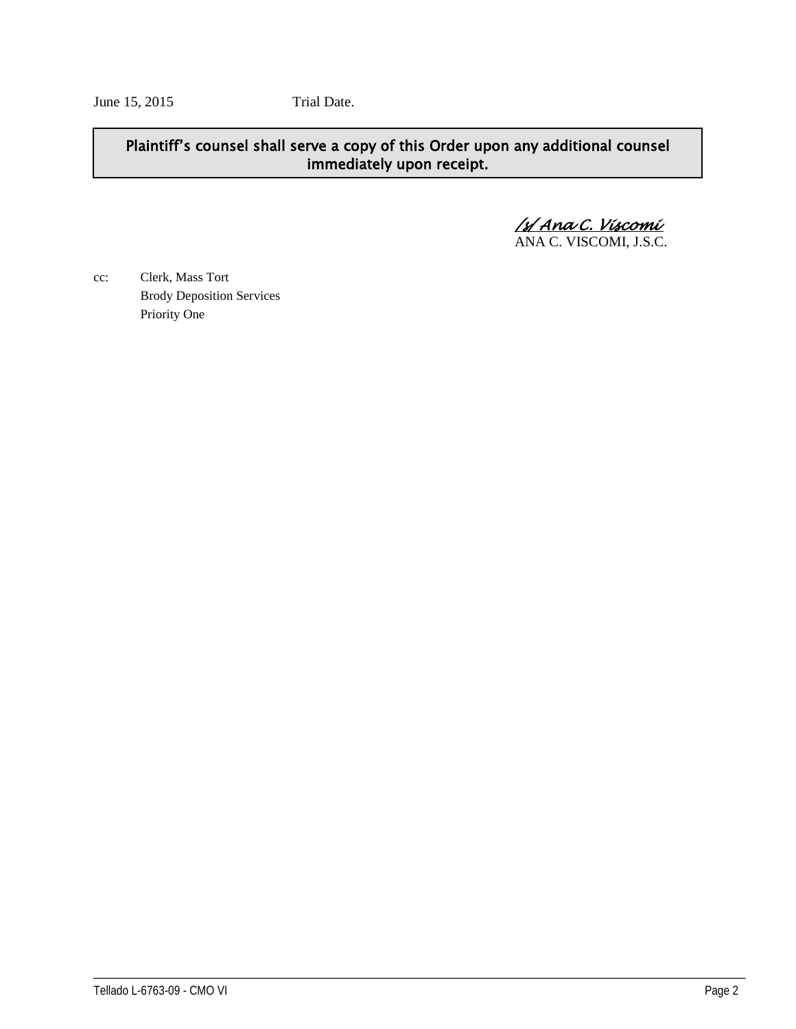June 15, 2015 Trial Date.

**Plaintiff's counsel shall serve a copy of this Order upon any additional counsel immediately upon receipt.**

/s/ Ana C. Viscomi
ANA C. VISCOMI, J.S.C.

cc: Clerk, Mass Tort
Brody Deposition Services
Priority One